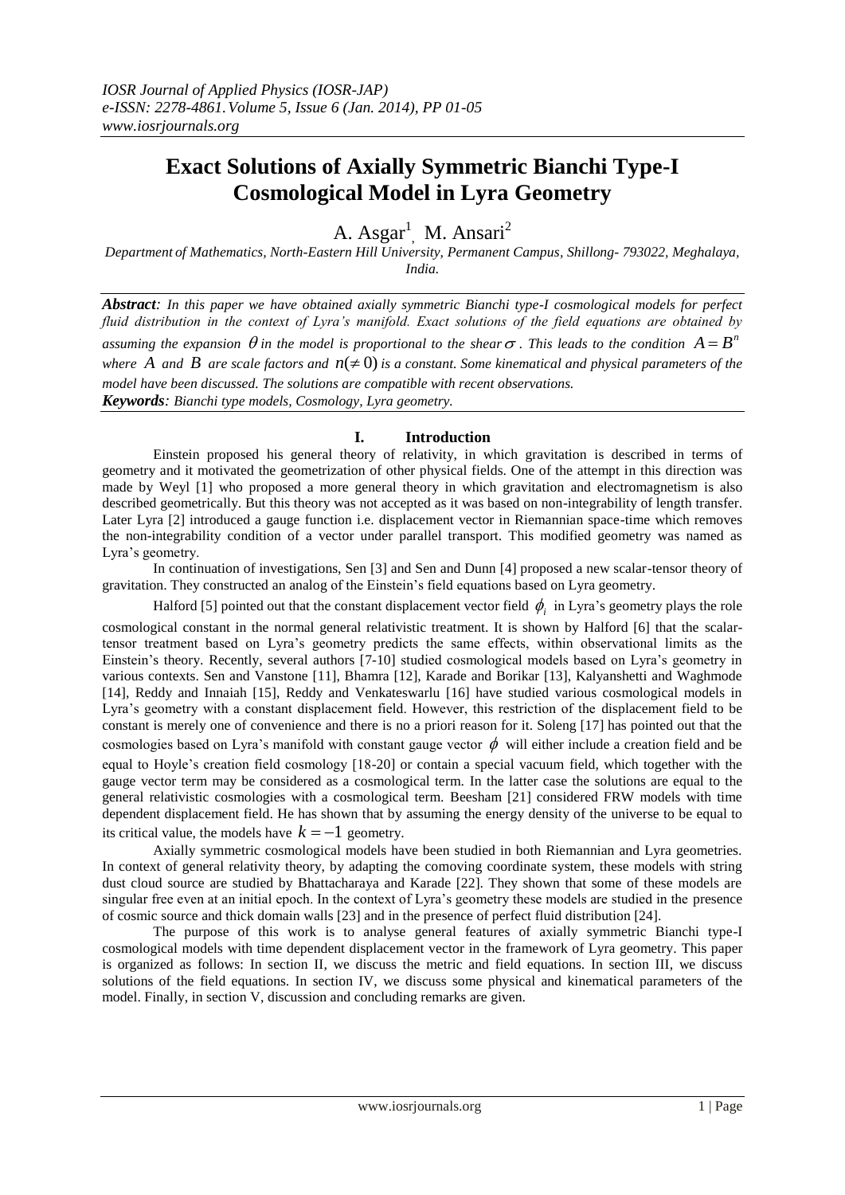# Exact Solutions of Axially Symmetric Bianchi Type-I Cosmological Model in Lyra Geometry

A. Asgar[1], M. Ansari[2]

*Department of Mathematics, North-Eastern Hill University, Permanent Campus, Shillong- 793022, Meghalaya, India.*

***Abstract**: In this paper we have obtained axially symmetric Bianchi type-I cosmological models for perfect fluid distribution in the context of Lyra's manifold. Exact solutions of the field equations are obtained by assuming the expansion $\theta$ in the model is proportional to the shear $\sigma$. This leads to the condition $A = B^n$ where $A$ and $B$ are scale factors and $n(\neq 0)$ is a constant. Some kinematical and physical parameters of the model have been discussed. The solutions are compatible with recent observations.*

***Keywords**: Bianchi type models, Cosmology, Lyra geometry.*

## I. Introduction

Einstein proposed his general theory of relativity, in which gravitation is described in terms of geometry and it motivated the geometrization of other physical fields. One of the attempt in this direction was made by Weyl [1] who proposed a more general theory in which gravitation and electromagnetism is also described geometrically. But this theory was not accepted as it was based on non-integrability of length transfer. Later Lyra [2] introduced a gauge function i.e. displacement vector in Riemannian space-time which removes the non-integrability condition of a vector under parallel transport. This modified geometry was named as Lyra's geometry.

In continuation of investigations, Sen [3] and Sen and Dunn [4] proposed a new scalar-tensor theory of gravitation. They constructed an analog of the Einstein's field equations based on Lyra geometry.

Halford [5] pointed out that the constant displacement vector field $\phi_i$ in Lyra's geometry plays the role cosmological constant in the normal general relativistic treatment. It is shown by Halford [6] that the scalar-tensor treatment based on Lyra's geometry predicts the same effects, within observational limits as the Einstein's theory. Recently, several authors [7-10] studied cosmological models based on Lyra's geometry in various contexts. Sen and Vanstone [11], Bhamra [12], Karade and Borikar [13], Kalyanshetti and Waghmode [14], Reddy and Innaiah [15], Reddy and Venkateswarlu [16] have studied various cosmological models in Lyra's geometry with a constant displacement field. However, this restriction of the displacement field to be constant is merely one of convenience and there is no a priori reason for it. Soleng [17] has pointed out that the cosmologies based on Lyra's manifold with constant gauge vector $\phi$ will either include a creation field and be equal to Hoyle's creation field cosmology [18-20] or contain a special vacuum field, which together with the gauge vector term may be considered as a cosmological term. In the latter case the solutions are equal to the general relativistic cosmologies with a cosmological term. Beesham [21] considered FRW models with time dependent displacement field. He has shown that by assuming the energy density of the universe to be equal to its critical value, the models have $k = -1$ geometry.

Axially symmetric cosmological models have been studied in both Riemannian and Lyra geometries. In context of general relativity theory, by adapting the comoving coordinate system, these models with string dust cloud source are studied by Bhattacharaya and Karade [22]. They shown that some of these models are singular free even at an initial epoch. In the context of Lyra's geometry these models are studied in the presence of cosmic source and thick domain walls [23] and in the presence of perfect fluid distribution [24].

The purpose of this work is to analyse general features of axially symmetric Bianchi type-I cosmological models with time dependent displacement vector in the framework of Lyra geometry. This paper is organized as follows: In section II, we discuss the metric and field equations. In section III, we discuss solutions of the field equations. In section IV, we discuss some physical and kinematical parameters of the model. Finally, in section V, discussion and concluding remarks are given.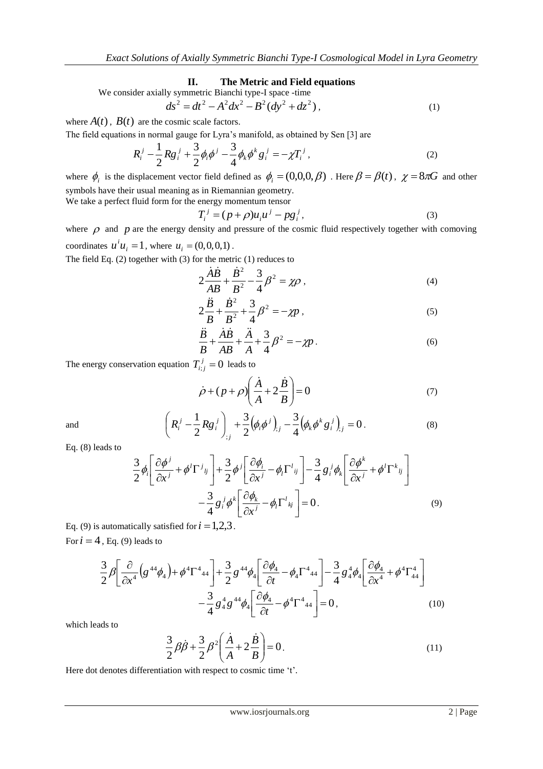## II. The Metric and Field equations

We consider axially symmetric Bianchi type-I space -time

$$ds^2 = dt^2 - A^2 dx^2 - B^2(dy^2 + dz^2), \tag{1}$$

where $A(t)$, $B(t)$ are the cosmic scale factors.

The field equations in normal gauge for Lyra's manifold, as obtained by Sen [3] are

$$R_i^j - \frac{1}{2} R g_i^j + \frac{3}{2}\phi_i \phi^j - \frac{3}{4}\phi_k \phi^k g_i^j = -\chi T_i^j, \tag{2}$$

where $\phi_i$ is the displacement vector field defined as $\phi_i = (0,0,0,\beta)$. Here $\beta = \beta(t)$, $\chi = 8\pi G$ and other symbols have their usual meaning as in Riemannian geometry.

We take a perfect fluid form for the energy momentum tensor

$$T_i^j = (p+\rho)u_i u^j - p g_i^j, \tag{3}$$

where $\rho$ and $p$ are the energy density and pressure of the cosmic fluid respectively together with comoving coordinates $u^i u_i = 1$, where $u_i = (0,0,0,1)$.

The field Eq. (2) together with (3) for the metric (1) reduces to

$$2\frac{\dot{A}\dot{B}}{AB} + \frac{\dot{B}^2}{B^2} - \frac{3}{4}\beta^2 = \chi\rho, \tag{4}$$

$$2\frac{\ddot{B}}{B} + \frac{\dot{B}^2}{B^2} + \frac{3}{4}\beta^2 = -\chi p, \tag{5}$$

$$\frac{\ddot{B}}{B} + \frac{\dot{A}\dot{B}}{AB} + \frac{\ddot{A}}{A} + \frac{3}{4}\beta^2 = -\chi p. \tag{6}$$

The energy conservation equation $T_{i;j}^j = 0$ leads to

$$\dot{\rho} + (p+\rho)\left(\frac{\dot{A}}{A} + 2\frac{\dot{B}}{B}\right) = 0 \tag{7}$$

and

$$\left(R_i^j - \frac{1}{2} R g_i^j\right)_{;j} + \frac{3}{2}\left(\phi_i \phi^j\right)_{;j} - \frac{3}{4}\left(\phi_k \phi^k g_i^j\right)_{;j} = 0. \tag{8}$$

Eq. (8) leads to

$$\frac{3}{2}\phi_i\left[\frac{\partial \phi^j}{\partial x^j} + \phi^l \Gamma^j{}_{lj}\right] + \frac{3}{2}\phi^j\left[\frac{\partial \phi_i}{\partial x^j} - \phi_l \Gamma^l{}_{ij}\right] - \frac{3}{4} g_i^j \phi_k \left[\frac{\partial \phi^k}{\partial x^j} + \phi^l \Gamma^k{}_{lj}\right] - \frac{3}{4} g_i^j \phi^k \left[\frac{\partial \phi_k}{\partial x^j} - \phi_l \Gamma^l{}_{kj}\right] = 0. \tag{9}$$

Eq. (9) is automatically satisfied for $i = 1,2,3$.

For $i = 4$, Eq. (9) leads to

$$\frac{3}{2}\beta\left[\frac{\partial}{\partial x^4}\left(g^{44}\phi_4\right) + \phi^4 \Gamma^4{}_{44}\right] + \frac{3}{2} g^{44}\phi_4\left[\frac{\partial \phi_4}{\partial t} - \phi_4 \Gamma^4{}_{44}\right] - \frac{3}{4} g_4^4 \phi_4 \left[\frac{\partial \phi_4}{\partial x^4} + \phi^4 \Gamma_{44}^4\right] - \frac{3}{4} g_4^4 g^{44} \phi_4 \left[\frac{\partial \phi_4}{\partial t} - \phi^4 \Gamma^4{}_{44}\right] = 0, \tag{10}$$

which leads to

$$\frac{3}{2}\beta\dot{\beta} + \frac{3}{2}\beta^2\left(\frac{\dot{A}}{A} + 2\frac{\dot{B}}{B}\right) = 0. \tag{11}$$

Here dot denotes differentiation with respect to cosmic time 't'.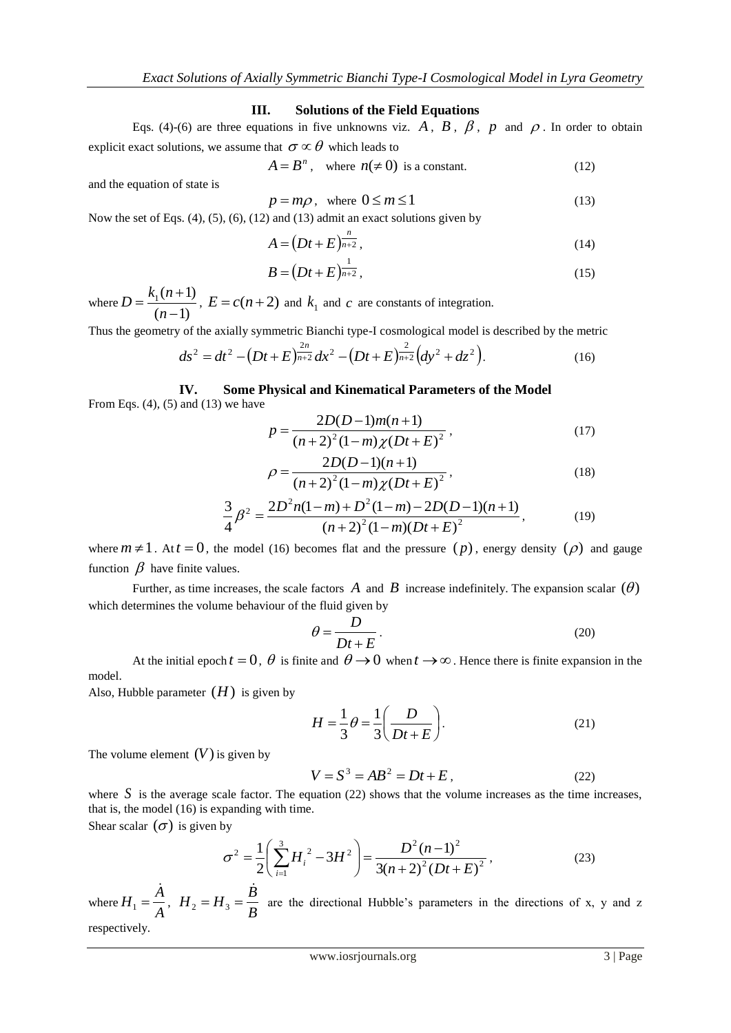## III. Solutions of the Field Equations

Eqs. (4)-(6) are three equations in five unknowns viz. $A$, $B$, $\beta$, $p$ and $\rho$. In order to obtain explicit exact solutions, we assume that $\sigma \propto \theta$ which leads to

$$A = B^n, \quad \text{where } n(\neq 0) \text{ is a constant.} \tag{12}$$

and the equation of state is

$$p = m\rho, \quad \text{where } 0 \leq m \leq 1 \tag{13}$$

Now the set of Eqs. (4), (5), (6), (12) and (13) admit an exact solutions given by

$$A = (Dt + E)^{\frac{n}{n+2}}, \tag{14}$$

$$B = (Dt + E)^{\frac{1}{n+2}}, \tag{15}$$

where $D = \frac{k_1(n+1)}{(n-1)}$, $E = c(n+2)$ and $k_1$ and $c$ are constants of integration.

Thus the geometry of the axially symmetric Bianchi type-I cosmological model is described by the metric

$$ds^2 = dt^2 - (Dt + E)^{\frac{2n}{n+2}} dx^2 - (Dt + E)^{\frac{2}{n+2}} \left(dy^2 + dz^2\right). \tag{16}$$

## IV. Some Physical and Kinematical Parameters of the Model

From Eqs. (4), (5) and (13) we have

$$p = \frac{2D(D-1)m(n+1)}{(n+2)^2(1-m)\chi(Dt+E)^2}, \tag{17}$$

$$\rho = \frac{2D(D-1)(n+1)}{(n+2)^2(1-m)\chi(Dt+E)^2}, \tag{18}$$

$$\frac{3}{4}\beta^2 = \frac{2D^2n(1-m) + D^2(1-m) - 2D(D-1)(n+1)}{(n+2)^2(1-m)(Dt+E)^2}, \tag{19}$$

where $m \neq 1$. At $t = 0$, the model (16) becomes flat and the pressure $(p)$, energy density $(\rho)$ and gauge function $\beta$ have finite values.

Further, as time increases, the scale factors $A$ and $B$ increase indefinitely. The expansion scalar $(\theta)$ which determines the volume behaviour of the fluid given by

$$\theta = \frac{D}{Dt + E}. \tag{20}$$

At the initial epoch $t = 0$, $\theta$ is finite and $\theta \to 0$ when $t \to \infty$. Hence there is finite expansion in the model.

Also, Hubble parameter $(H)$ is given by

$$H = \frac{1}{3}\theta = \frac{1}{3}\left(\frac{D}{Dt+E}\right). \tag{21}$$

The volume element $(V)$ is given by

$$V = S^3 = AB^2 = Dt + E, \tag{22}$$

where $S$ is the average scale factor. The equation (22) shows that the volume increases as the time increases, that is, the model (16) is expanding with time.

Shear scalar $(\sigma)$ is given by

$$\sigma^2 = \frac{1}{2}\left(\sum_{i=1}^{3} H_i^{\,2} - 3H^2\right) = \frac{D^2(n-1)^2}{3(n+2)^2(Dt+E)^2}, \tag{23}$$

where $H_1 = \frac{\dot{A}}{A}$, $H_2 = H_3 = \frac{\dot{B}}{B}$ are the directional Hubble's parameters in the directions of x, y and z respectively.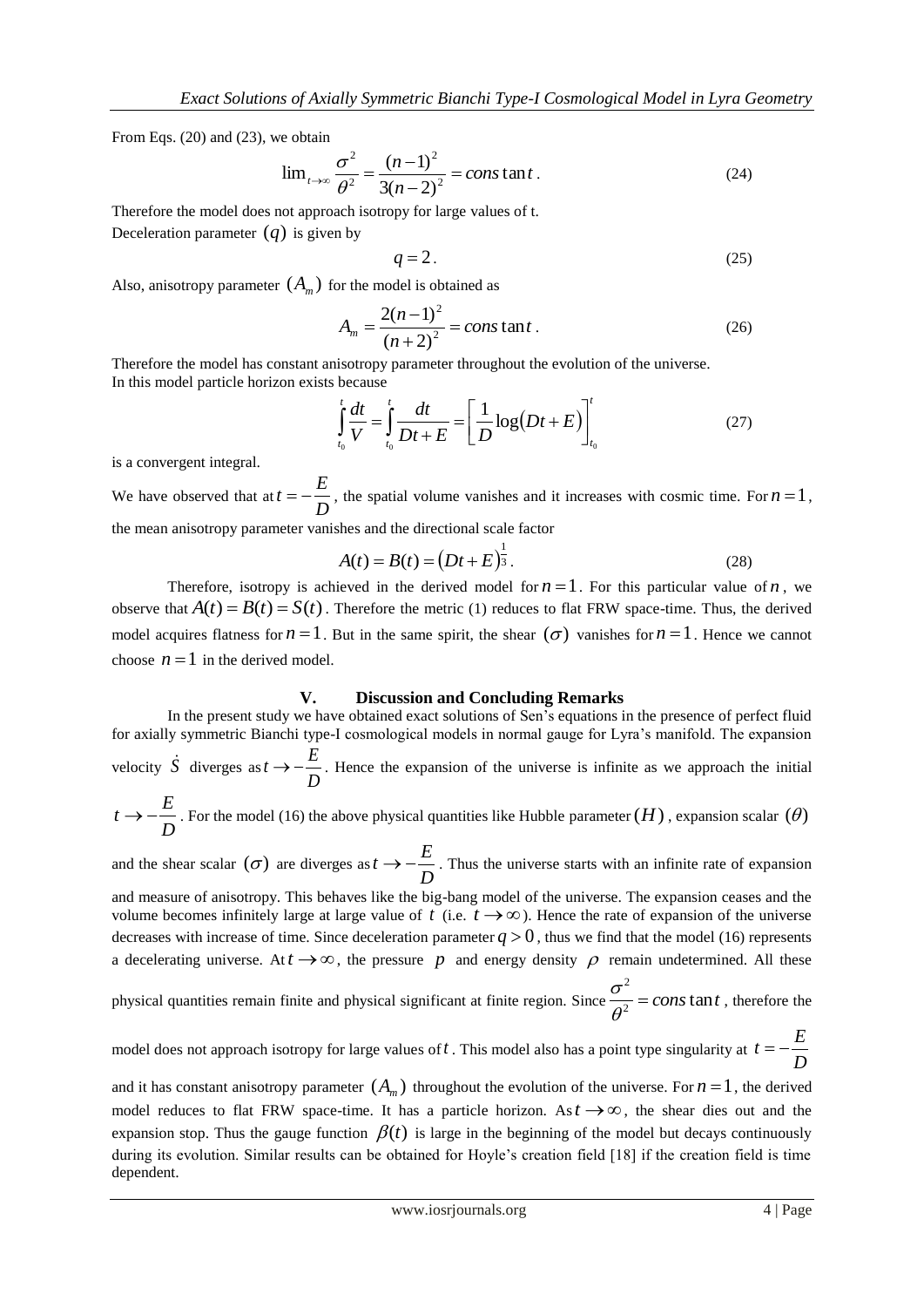From Eqs. (20) and (23), we obtain

$$\lim_{t\to\infty} \frac{\sigma^2}{\theta^2} = \frac{(n-1)^2}{3(n-2)^2} = cons\tan t. \tag{24}$$

Therefore the model does not approach isotropy for large values of t.

Deceleration parameter $(q)$ is given by

$$q = 2. \tag{25}$$

Also, anisotropy parameter $(A_m)$ for the model is obtained as

$$A_m = \frac{2(n-1)^2}{(n+2)^2} = cons\tan t. \tag{26}$$

Therefore the model has constant anisotropy parameter throughout the evolution of the universe.

In this model particle horizon exists because

$$\int_{t_0}^{t} \frac{dt}{V} = \int_{t_0}^{t} \frac{dt}{Dt+E} = \left[\frac{1}{D}\log(Dt+E)\right]_{t_0}^{t} \tag{27}$$

is a convergent integral.

We have observed that at $t = -\frac{E}{D}$, the spatial volume vanishes and it increases with cosmic time. For $n = 1$, the mean anisotropy parameter vanishes and the directional scale factor

$$A(t) = B(t) = (Dt+E)^{\frac{1}{3}}. \tag{28}$$

Therefore, isotropy is achieved in the derived model for $n = 1$. For this particular value of $n$, we observe that $A(t) = B(t) = S(t)$. Therefore the metric (1) reduces to flat FRW space-time. Thus, the derived model acquires flatness for $n = 1$. But in the same spirit, the shear $(\sigma)$ vanishes for $n = 1$. Hence we cannot choose $n = 1$ in the derived model.

## V. Discussion and Concluding Remarks

In the present study we have obtained exact solutions of Sen's equations in the presence of perfect fluid for axially symmetric Bianchi type-I cosmological models in normal gauge for Lyra's manifold. The expansion velocity $\dot{S}$ diverges as $t \to -\frac{E}{D}$. Hence the expansion of the universe is infinite as we approach the initial $t \to -\frac{E}{D}$. For the model (16) the above physical quantities like Hubble parameter $(H)$, expansion scalar $(\theta)$ and the shear scalar $(\sigma)$ are diverges as $t \to -\frac{E}{D}$. Thus the universe starts with an infinite rate of expansion and measure of anisotropy. This behaves like the big-bang model of the universe. The expansion ceases and the volume becomes infinitely large at large value of $t$ (i.e. $t \to \infty$). Hence the rate of expansion of the universe decreases with increase of time. Since deceleration parameter $q > 0$, thus we find that the model (16) represents a decelerating universe. At $t \to \infty$, the pressure $p$ and energy density $\rho$ remain undetermined. All these physical quantities remain finite and physical significant at finite region. Since $\frac{\sigma^2}{\theta^2} = cons\tan t$, therefore the model does not approach isotropy for large values of $t$. This model also has a point type singularity at $t = -\frac{E}{D}$ and it has constant anisotropy parameter $(A_m)$ throughout the evolution of the universe. For $n = 1$, the derived model reduces to flat FRW space-time. It has a particle horizon. As $t \to \infty$, the shear dies out and the expansion stop. Thus the gauge function $\beta(t)$ is large in the beginning of the model but decays continuously during its evolution. Similar results can be obtained for Hoyle's creation field [18] if the creation field is time dependent.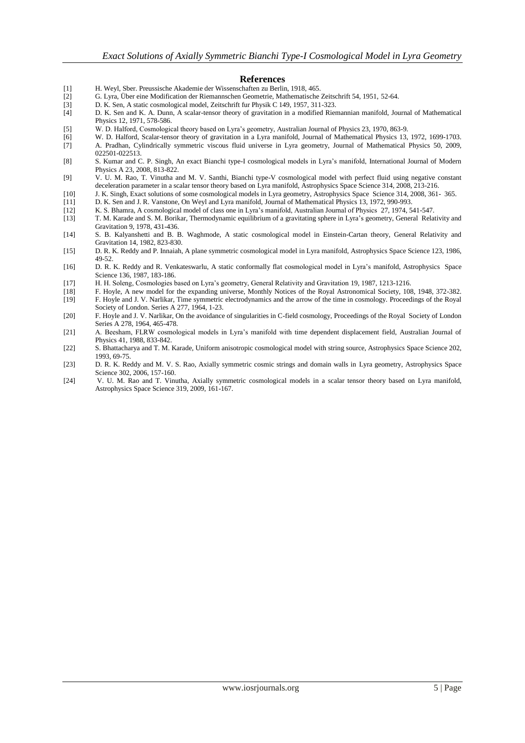## References

[1] H. Weyl, Sber. Preussische Akademie der Wissenschaften zu Berlin, 1918, 465.

[2] G. Lyra, Über eine Modification der Riemannschen Geometrie, Mathematische Zeitschrift 54, 1951, 52-64.

[3] D. K. Sen, A static cosmological model, Zeitschrift fur Physik C 149, 1957, 311-323.

[4] D. K. Sen and K. A. Dunn, A scalar-tensor theory of gravitation in a modified Riemannian manifold, Journal of Mathematical Physics 12, 1971, 578-586.

[5] W. D. Halford, Cosmological theory based on Lyra's geometry, Australian Journal of Physics 23, 1970, 863-9.

[6] W. D. Halford, Scalar-tensor theory of gravitation in a Lyra manifold, Journal of Mathematical Physics 13, 1972, 1699-1703.

[7] A. Pradhan, Cylindrically symmetric viscous fluid universe in Lyra geometry, Journal of Mathematical Physics 50, 2009, 022501-022513.

[8] S. Kumar and C. P. Singh, An exact Bianchi type-I cosmological models in Lyra's manifold, International Journal of Modern Physics A 23, 2008, 813-822.

[9] V. U. M. Rao, T. Vinutha and M. V. Santhi, Bianchi type-V cosmological model with perfect fluid using negative constant deceleration parameter in a scalar tensor theory based on Lyra manifold, Astrophysics Space Science 314, 2008, 213-216.

[10] J. K. Singh, Exact solutions of some cosmological models in Lyra geometry, Astrophysics Space Science 314, 2008, 361- 365.

[11] D. K. Sen and J. R. Vanstone, On Weyl and Lyra manifold, Journal of Mathematical Physics 13, 1972, 990-993.

[12] K. S. Bhamra, A cosmological model of class one in Lyra's manifold, Australian Journal of Physics 27, 1974, 541-547.

[13] T. M. Karade and S. M. Borikar, Thermodynamic equilibrium of a gravitating sphere in Lyra's geometry, General Relativity and Gravitation 9, 1978, 431-436.

[14] S. B. Kalyanshetti and B. B. Waghmode, A static cosmological model in Einstein-Cartan theory, General Relativity and Gravitation 14, 1982, 823-830.

[15] D. R. K. Reddy and P. Innaiah, A plane symmetric cosmological model in Lyra manifold, Astrophysics Space Science 123, 1986, 49-52.

[16] D. R. K. Reddy and R. Venkateswarlu, A static conformally flat cosmological model in Lyra's manifold, Astrophysics Space Science 136, 1987, 183-186.

[17] H. H. Soleng, Cosmologies based on Lyra's geometry, General Relativity and Gravitation 19, 1987, 1213-1216.

[18] F. Hoyle, A new model for the expanding universe, Monthly Notices of the Royal Astronomical Society, 108, 1948, 372-382.

[19] F. Hoyle and J. V. Narlikar, Time symmetric electrodynamics and the arrow of the time in cosmology. Proceedings of the Royal Society of London. Series A 277, 1964, 1-23.

[20] F. Hoyle and J. V. Narlikar, On the avoidance of singularities in C-field cosmology, Proceedings of the Royal Society of London Series A 278, 1964, 465-478.

[21] A. Beesham, FLRW cosmological models in Lyra's manifold with time dependent displacement field, Australian Journal of Physics 41, 1988, 833-842.

[22] S. Bhattacharya and T. M. Karade, Uniform anisotropic cosmological model with string source, Astrophysics Space Science 202, 1993, 69-75.

[23] D. R. K. Reddy and M. V. S. Rao, Axially symmetric cosmic strings and domain walls in Lyra geometry, Astrophysics Space Science 302, 2006, 157-160.

[24] V. U. M. Rao and T. Vinutha, Axially symmetric cosmological models in a scalar tensor theory based on Lyra manifold, Astrophysics Space Science 319, 2009, 161-167.